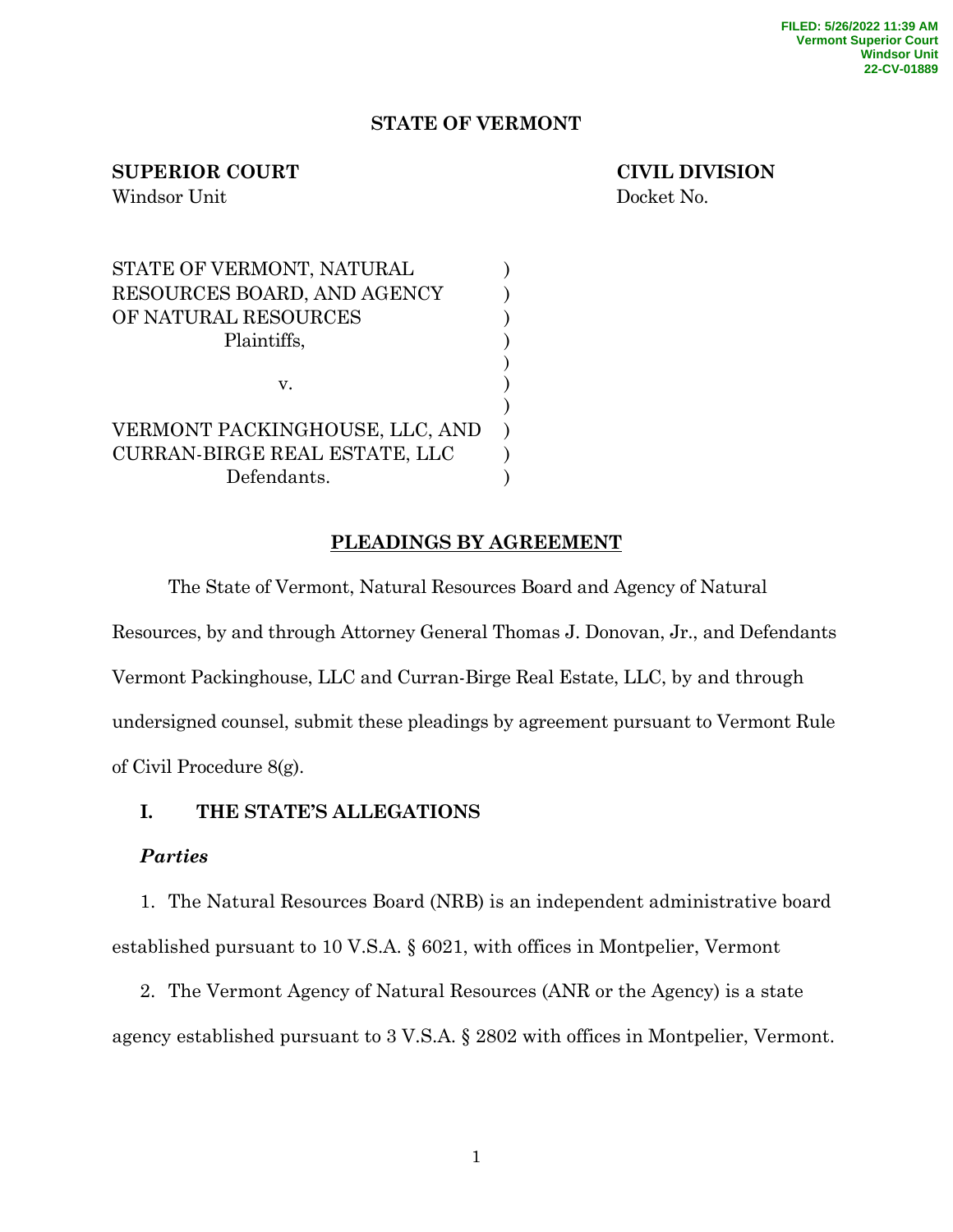FILED: 5/26/2022 11:39 AM
Vermont Superior Court
Windsor Unit
22-CV-01889

**STATE OF VERMONT**

**SUPERIOR COURT** — Windsor Unit

**CIVIL DIVISION** — Docket No.

STATE OF VERMONT, NATURAL RESOURCES BOARD, AND AGENCY OF NATURAL RESOURCES
Plaintiffs,

v.

VERMONT PACKINGHOUSE, LLC, AND CURRAN-BIRGE REAL ESTATE, LLC
Defendants.

## PLEADINGS BY AGREEMENT

The State of Vermont, Natural Resources Board and Agency of Natural Resources, by and through Attorney General Thomas J. Donovan, Jr., and Defendants Vermont Packinghouse, LLC and Curran-Birge Real Estate, LLC, by and through undersigned counsel, submit these pleadings by agreement pursuant to Vermont Rule of Civil Procedure 8(g).

### I. THE STATE'S ALLEGATIONS

***Parties***

1. The Natural Resources Board (NRB) is an independent administrative board established pursuant to 10 V.S.A. § 6021, with offices in Montpelier, Vermont

2. The Vermont Agency of Natural Resources (ANR or the Agency) is a state agency established pursuant to 3 V.S.A. § 2802 with offices in Montpelier, Vermont.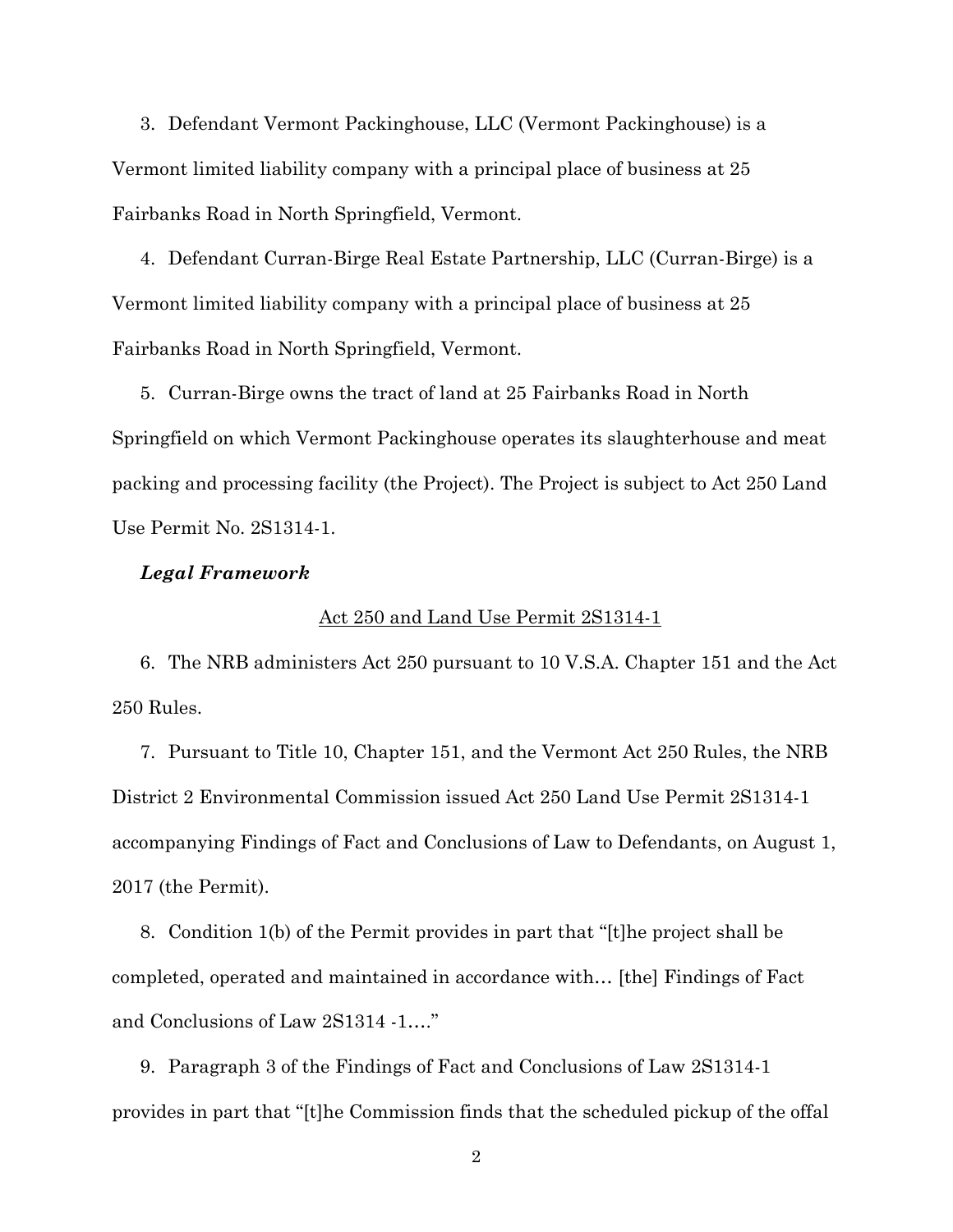3. Defendant Vermont Packinghouse, LLC (Vermont Packinghouse) is a Vermont limited liability company with a principal place of business at 25 Fairbanks Road in North Springfield, Vermont.

4. Defendant Curran-Birge Real Estate Partnership, LLC (Curran-Birge) is a Vermont limited liability company with a principal place of business at 25 Fairbanks Road in North Springfield, Vermont.

5. Curran-Birge owns the tract of land at 25 Fairbanks Road in North Springfield on which Vermont Packinghouse operates its slaughterhouse and meat packing and processing facility (the Project). The Project is subject to Act 250 Land Use Permit No. 2S1314-1.

***Legal Framework***

<u>Act 250 and Land Use Permit 2S1314-1</u>

6. The NRB administers Act 250 pursuant to 10 V.S.A. Chapter 151 and the Act 250 Rules.

7. Pursuant to Title 10, Chapter 151, and the Vermont Act 250 Rules, the NRB District 2 Environmental Commission issued Act 250 Land Use Permit 2S1314-1 accompanying Findings of Fact and Conclusions of Law to Defendants, on August 1, 2017 (the Permit).

8. Condition 1(b) of the Permit provides in part that "[t]he project shall be completed, operated and maintained in accordance with… [the] Findings of Fact and Conclusions of Law 2S1314 -1…."

9. Paragraph 3 of the Findings of Fact and Conclusions of Law 2S1314-1 provides in part that "[t]he Commission finds that the scheduled pickup of the offal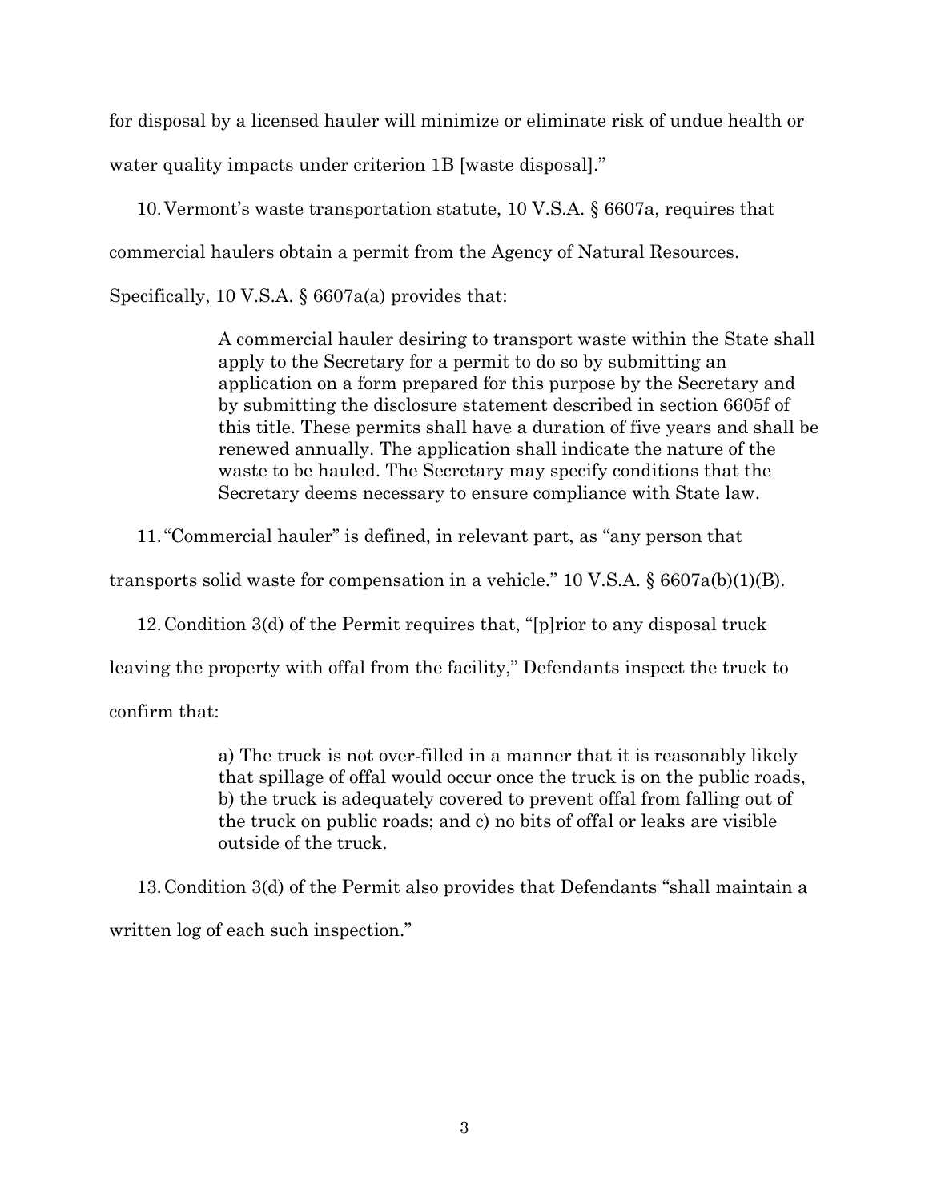for disposal by a licensed hauler will minimize or eliminate risk of undue health or water quality impacts under criterion 1B [waste disposal]."

10. Vermont's waste transportation statute, 10 V.S.A. § 6607a, requires that commercial haulers obtain a permit from the Agency of Natural Resources. Specifically, 10 V.S.A. § 6607a(a) provides that:

> A commercial hauler desiring to transport waste within the State shall apply to the Secretary for a permit to do so by submitting an application on a form prepared for this purpose by the Secretary and by submitting the disclosure statement described in section 6605f of this title. These permits shall have a duration of five years and shall be renewed annually. The application shall indicate the nature of the waste to be hauled. The Secretary may specify conditions that the Secretary deems necessary to ensure compliance with State law.

11. "Commercial hauler" is defined, in relevant part, as "any person that transports solid waste for compensation in a vehicle." 10 V.S.A. § 6607a(b)(1)(B).

12. Condition 3(d) of the Permit requires that, "[p]rior to any disposal truck leaving the property with offal from the facility," Defendants inspect the truck to confirm that:

> a) The truck is not over-filled in a manner that it is reasonably likely that spillage of offal would occur once the truck is on the public roads, b) the truck is adequately covered to prevent offal from falling out of the truck on public roads; and c) no bits of offal or leaks are visible outside of the truck.

13. Condition 3(d) of the Permit also provides that Defendants "shall maintain a written log of each such inspection."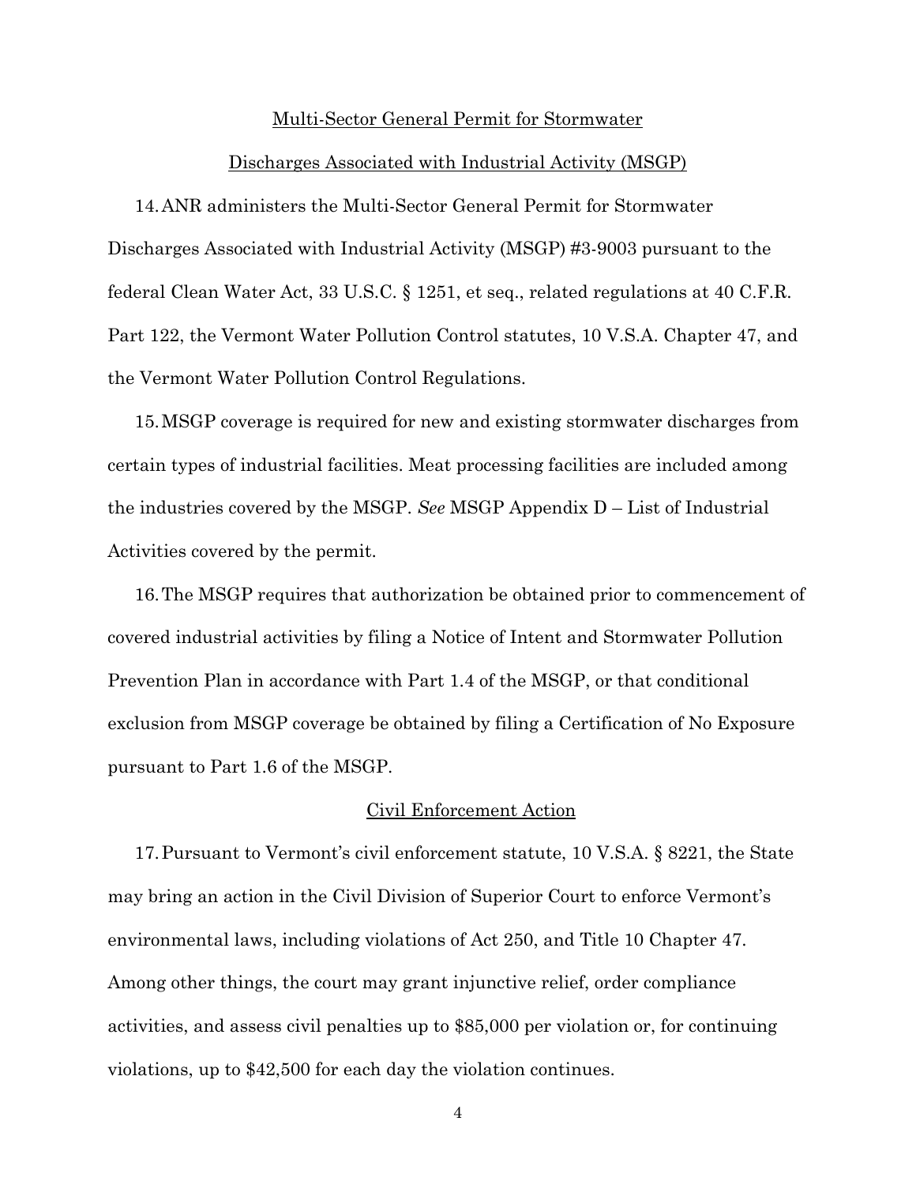## Multi-Sector General Permit for Stormwater

## Discharges Associated with Industrial Activity (MSGP)

14. ANR administers the Multi-Sector General Permit for Stormwater Discharges Associated with Industrial Activity (MSGP) #3-9003 pursuant to the federal Clean Water Act, 33 U.S.C. § 1251, et seq., related regulations at 40 C.F.R. Part 122, the Vermont Water Pollution Control statutes, 10 V.S.A. Chapter 47, and the Vermont Water Pollution Control Regulations.

15. MSGP coverage is required for new and existing stormwater discharges from certain types of industrial facilities. Meat processing facilities are included among the industries covered by the MSGP. *See* MSGP Appendix D – List of Industrial Activities covered by the permit.

16. The MSGP requires that authorization be obtained prior to commencement of covered industrial activities by filing a Notice of Intent and Stormwater Pollution Prevention Plan in accordance with Part 1.4 of the MSGP, or that conditional exclusion from MSGP coverage be obtained by filing a Certification of No Exposure pursuant to Part 1.6 of the MSGP.

## Civil Enforcement Action

17. Pursuant to Vermont's civil enforcement statute, 10 V.S.A. § 8221, the State may bring an action in the Civil Division of Superior Court to enforce Vermont's environmental laws, including violations of Act 250, and Title 10 Chapter 47. Among other things, the court may grant injunctive relief, order compliance activities, and assess civil penalties up to $85,000 per violation or, for continuing violations, up to $42,500 for each day the violation continues.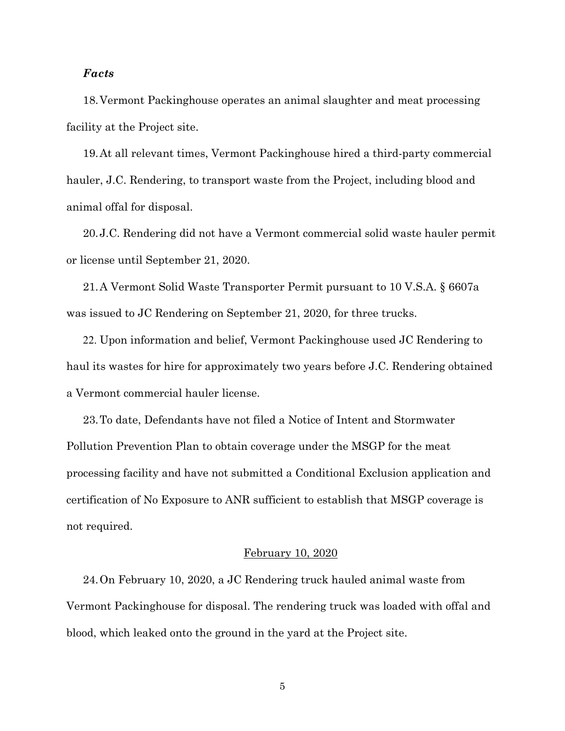***Facts***

18. Vermont Packinghouse operates an animal slaughter and meat processing facility at the Project site.

19. At all relevant times, Vermont Packinghouse hired a third-party commercial hauler, J.C. Rendering, to transport waste from the Project, including blood and animal offal for disposal.

20. J.C. Rendering did not have a Vermont commercial solid waste hauler permit or license until September 21, 2020.

21. A Vermont Solid Waste Transporter Permit pursuant to 10 V.S.A. § 6607a was issued to JC Rendering on September 21, 2020, for three trucks.

22. Upon information and belief, Vermont Packinghouse used JC Rendering to haul its wastes for hire for approximately two years before J.C. Rendering obtained a Vermont commercial hauler license.

23. To date, Defendants have not filed a Notice of Intent and Stormwater Pollution Prevention Plan to obtain coverage under the MSGP for the meat processing facility and have not submitted a Conditional Exclusion application and certification of No Exposure to ANR sufficient to establish that MSGP coverage is not required.

<u>February 10, 2020</u>

24. On February 10, 2020, a JC Rendering truck hauled animal waste from Vermont Packinghouse for disposal. The rendering truck was loaded with offal and blood, which leaked onto the ground in the yard at the Project site.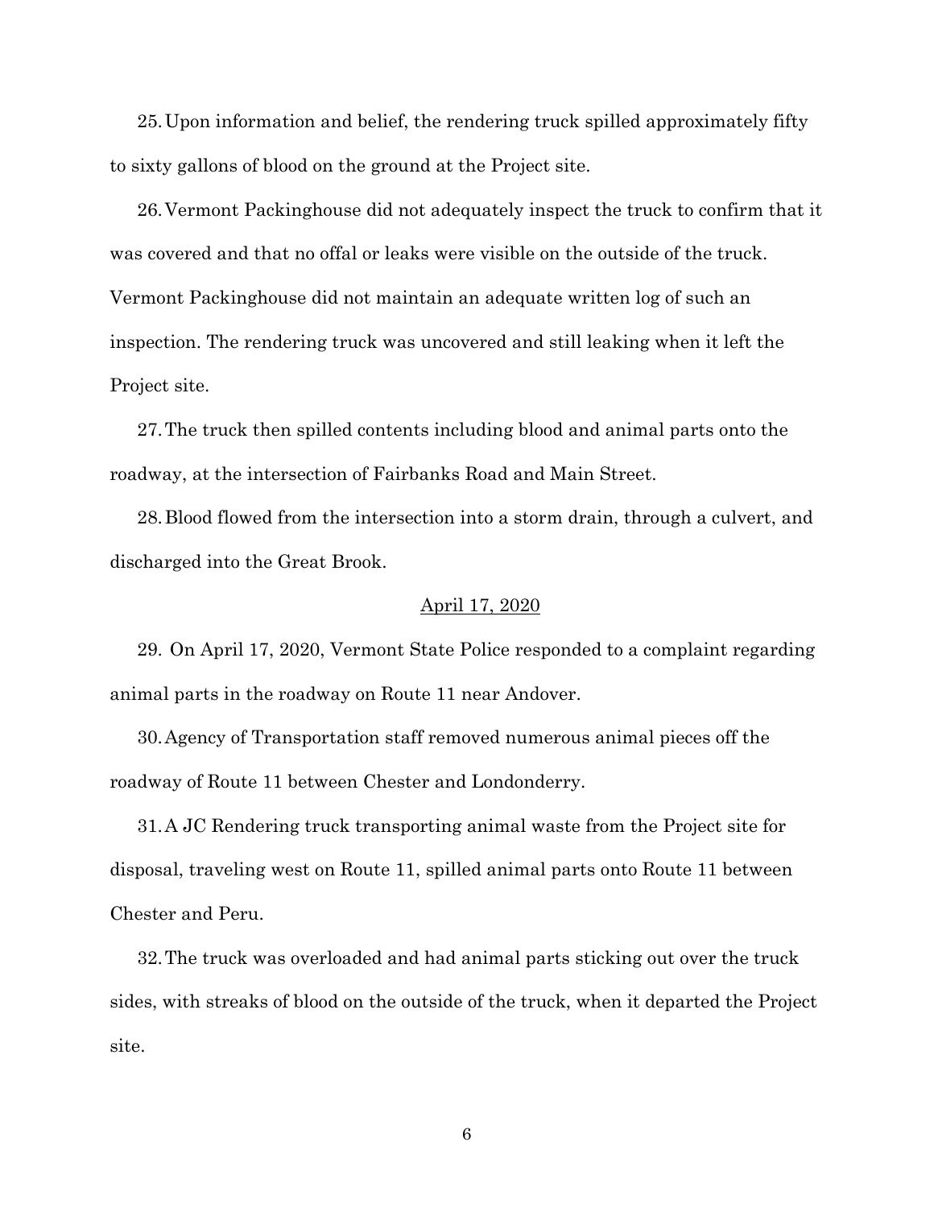25. Upon information and belief, the rendering truck spilled approximately fifty to sixty gallons of blood on the ground at the Project site.

26. Vermont Packinghouse did not adequately inspect the truck to confirm that it was covered and that no offal or leaks were visible on the outside of the truck. Vermont Packinghouse did not maintain an adequate written log of such an inspection. The rendering truck was uncovered and still leaking when it left the Project site.

27. The truck then spilled contents including blood and animal parts onto the roadway, at the intersection of Fairbanks Road and Main Street.

28. Blood flowed from the intersection into a storm drain, through a culvert, and discharged into the Great Brook.

<u>April 17, 2020</u>

29. On April 17, 2020, Vermont State Police responded to a complaint regarding animal parts in the roadway on Route 11 near Andover.

30. Agency of Transportation staff removed numerous animal pieces off the roadway of Route 11 between Chester and Londonderry.

31. A JC Rendering truck transporting animal waste from the Project site for disposal, traveling west on Route 11, spilled animal parts onto Route 11 between Chester and Peru.

32. The truck was overloaded and had animal parts sticking out over the truck sides, with streaks of blood on the outside of the truck, when it departed the Project site.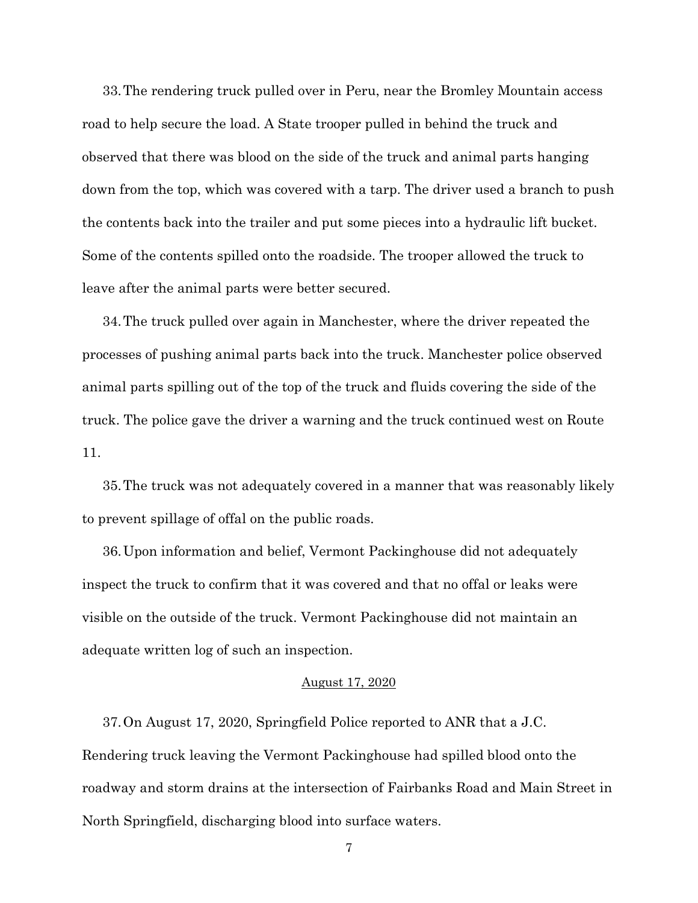33. The rendering truck pulled over in Peru, near the Bromley Mountain access road to help secure the load. A State trooper pulled in behind the truck and observed that there was blood on the side of the truck and animal parts hanging down from the top, which was covered with a tarp. The driver used a branch to push the contents back into the trailer and put some pieces into a hydraulic lift bucket. Some of the contents spilled onto the roadside. The trooper allowed the truck to leave after the animal parts were better secured.

34. The truck pulled over again in Manchester, where the driver repeated the processes of pushing animal parts back into the truck. Manchester police observed animal parts spilling out of the top of the truck and fluids covering the side of the truck. The police gave the driver a warning and the truck continued west on Route 11.

35. The truck was not adequately covered in a manner that was reasonably likely to prevent spillage of offal on the public roads.

36. Upon information and belief, Vermont Packinghouse did not adequately inspect the truck to confirm that it was covered and that no offal or leaks were visible on the outside of the truck. Vermont Packinghouse did not maintain an adequate written log of such an inspection.

<u>August 17, 2020</u>

37. On August 17, 2020, Springfield Police reported to ANR that a J.C. Rendering truck leaving the Vermont Packinghouse had spilled blood onto the roadway and storm drains at the intersection of Fairbanks Road and Main Street in North Springfield, discharging blood into surface waters.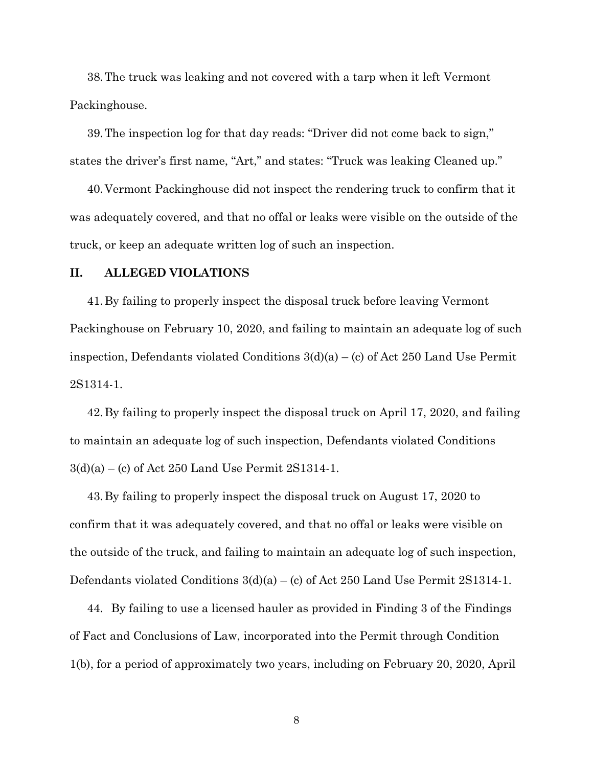38. The truck was leaking and not covered with a tarp when it left Vermont Packinghouse.

39. The inspection log for that day reads: "Driver did not come back to sign," states the driver's first name, "Art," and states: "Truck was leaking Cleaned up."

40. Vermont Packinghouse did not inspect the rendering truck to confirm that it was adequately covered, and that no offal or leaks were visible on the outside of the truck, or keep an adequate written log of such an inspection.

## II. ALLEGED VIOLATIONS

41. By failing to properly inspect the disposal truck before leaving Vermont Packinghouse on February 10, 2020, and failing to maintain an adequate log of such inspection, Defendants violated Conditions 3(d)(a) – (c) of Act 250 Land Use Permit 2S1314-1.

42. By failing to properly inspect the disposal truck on April 17, 2020, and failing to maintain an adequate log of such inspection, Defendants violated Conditions 3(d)(a) – (c) of Act 250 Land Use Permit 2S1314-1.

43. By failing to properly inspect the disposal truck on August 17, 2020 to confirm that it was adequately covered, and that no offal or leaks were visible on the outside of the truck, and failing to maintain an adequate log of such inspection, Defendants violated Conditions 3(d)(a) – (c) of Act 250 Land Use Permit 2S1314-1.

44. By failing to use a licensed hauler as provided in Finding 3 of the Findings of Fact and Conclusions of Law, incorporated into the Permit through Condition 1(b), for a period of approximately two years, including on February 20, 2020, April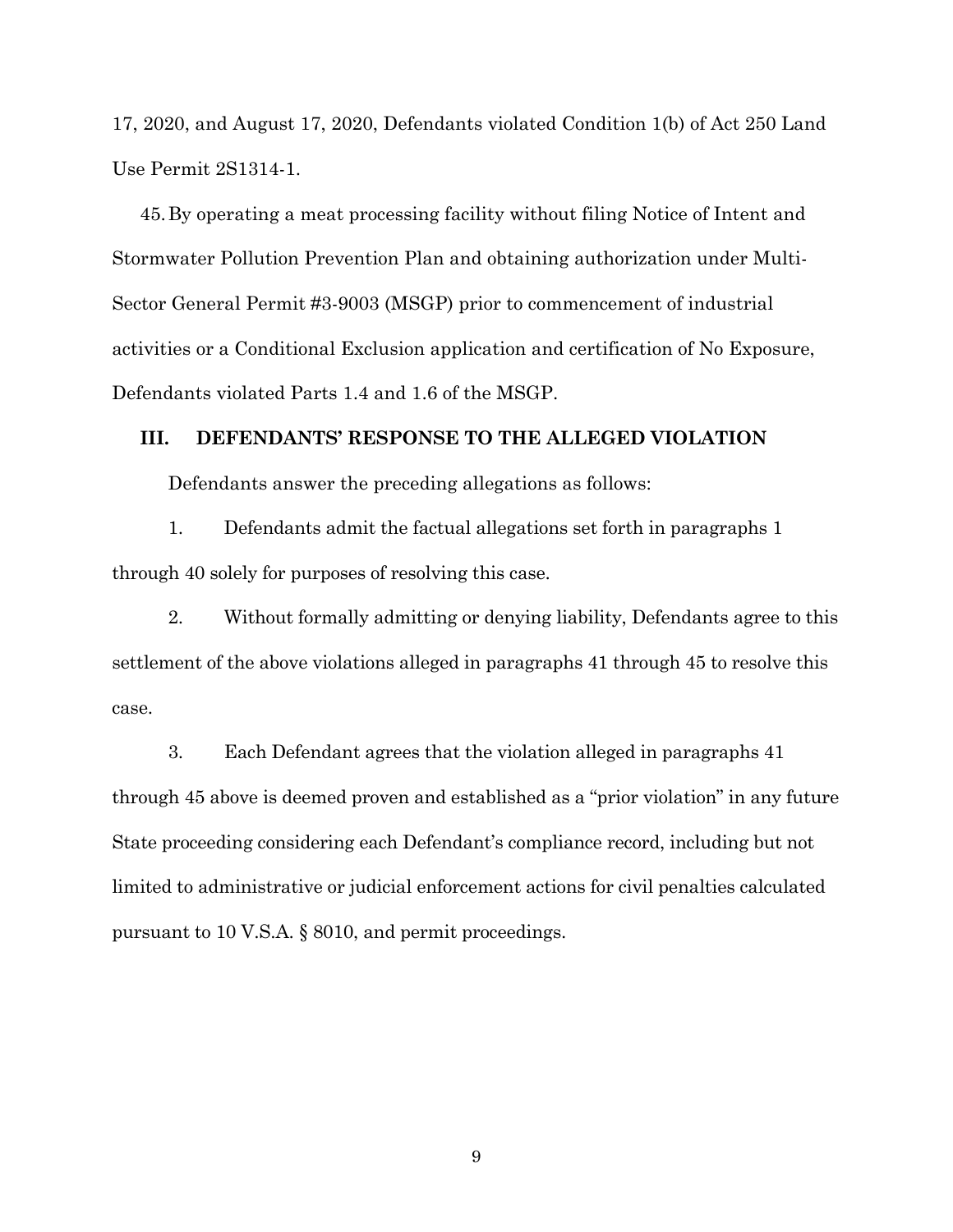17, 2020, and August 17, 2020, Defendants violated Condition 1(b) of Act 250 Land Use Permit 2S1314-1.

45. By operating a meat processing facility without filing Notice of Intent and Stormwater Pollution Prevention Plan and obtaining authorization under Multi-Sector General Permit #3-9003 (MSGP) prior to commencement of industrial activities or a Conditional Exclusion application and certification of No Exposure, Defendants violated Parts 1.4 and 1.6 of the MSGP.

## III. DEFENDANTS' RESPONSE TO THE ALLEGED VIOLATION

Defendants answer the preceding allegations as follows:

1. Defendants admit the factual allegations set forth in paragraphs 1 through 40 solely for purposes of resolving this case.

2. Without formally admitting or denying liability, Defendants agree to this settlement of the above violations alleged in paragraphs 41 through 45 to resolve this case.

3. Each Defendant agrees that the violation alleged in paragraphs 41 through 45 above is deemed proven and established as a "prior violation" in any future State proceeding considering each Defendant's compliance record, including but not limited to administrative or judicial enforcement actions for civil penalties calculated pursuant to 10 V.S.A. § 8010, and permit proceedings.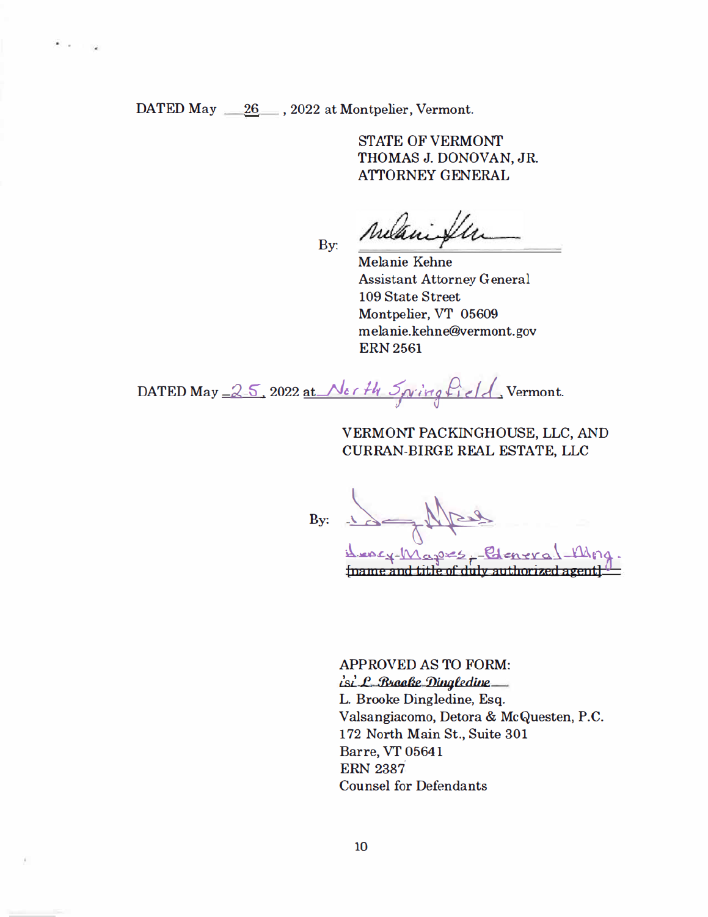DATED May 26, 2022 at Montpelier, Vermont.

STATE OF VERMONT
THOMAS J. DONOVAN, JR.
ATTORNEY GENERAL

By: *Melanie Kehne*

Melanie Kehne
Assistant Attorney General
109 State Street
Montpelier, VT 05609
melanie.kehne@vermont.gov
ERN 2561

DATED May 25, 2022 at North Springfield, Vermont.

VERMONT PACKINGHOUSE, LLC, AND
CURRAN-BIRGE REAL ESTATE, LLC

By: *[signature]*

Jeremy Mapes, General Mng.
~~[name and title of duly authorized agent]~~

APPROVED AS TO FORM:
*/s/ L. Brooke Dingledine*
L. Brooke Dingledine, Esq.
Valsangiacomo, Detora & McQuesten, P.C.
172 North Main St., Suite 301
Barre, VT 05641
ERN 2387
Counsel for Defendants